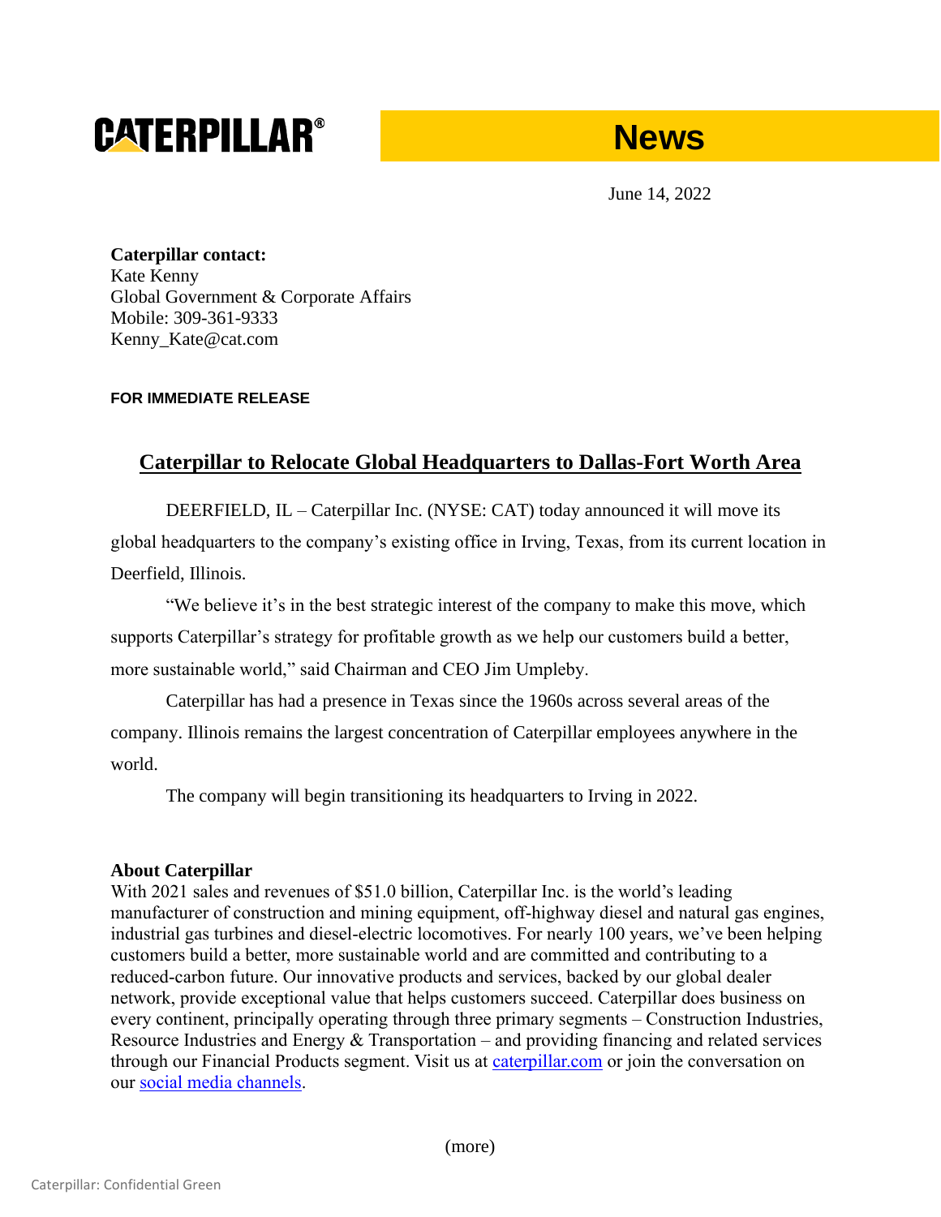CATERPILLAR®

**News**

June 14, 2022

**Caterpillar contact:**
Kate Kenny
Global Government & Corporate Affairs
Mobile: 309-361-9333
Kenny_Kate@cat.com

**FOR IMMEDIATE RELEASE**

# Caterpillar to Relocate Global Headquarters to Dallas-Fort Worth Area

DEERFIELD, IL – Caterpillar Inc. (NYSE: CAT) today announced it will move its global headquarters to the company's existing office in Irving, Texas, from its current location in Deerfield, Illinois.

"We believe it's in the best strategic interest of the company to make this move, which supports Caterpillar's strategy for profitable growth as we help our customers build a better, more sustainable world," said Chairman and CEO Jim Umpleby.

Caterpillar has had a presence in Texas since the 1960s across several areas of the company. Illinois remains the largest concentration of Caterpillar employees anywhere in the world.

The company will begin transitioning its headquarters to Irving in 2022.

**About Caterpillar**
With 2021 sales and revenues of $51.0 billion, Caterpillar Inc. is the world's leading manufacturer of construction and mining equipment, off-highway diesel and natural gas engines, industrial gas turbines and diesel-electric locomotives. For nearly 100 years, we've been helping customers build a better, more sustainable world and are committed and contributing to a reduced-carbon future. Our innovative products and services, backed by our global dealer network, provide exceptional value that helps customers succeed. Caterpillar does business on every continent, principally operating through three primary segments – Construction Industries, Resource Industries and Energy & Transportation – and providing financing and related services through our Financial Products segment. Visit us at caterpillar.com or join the conversation on our social media channels.

(more)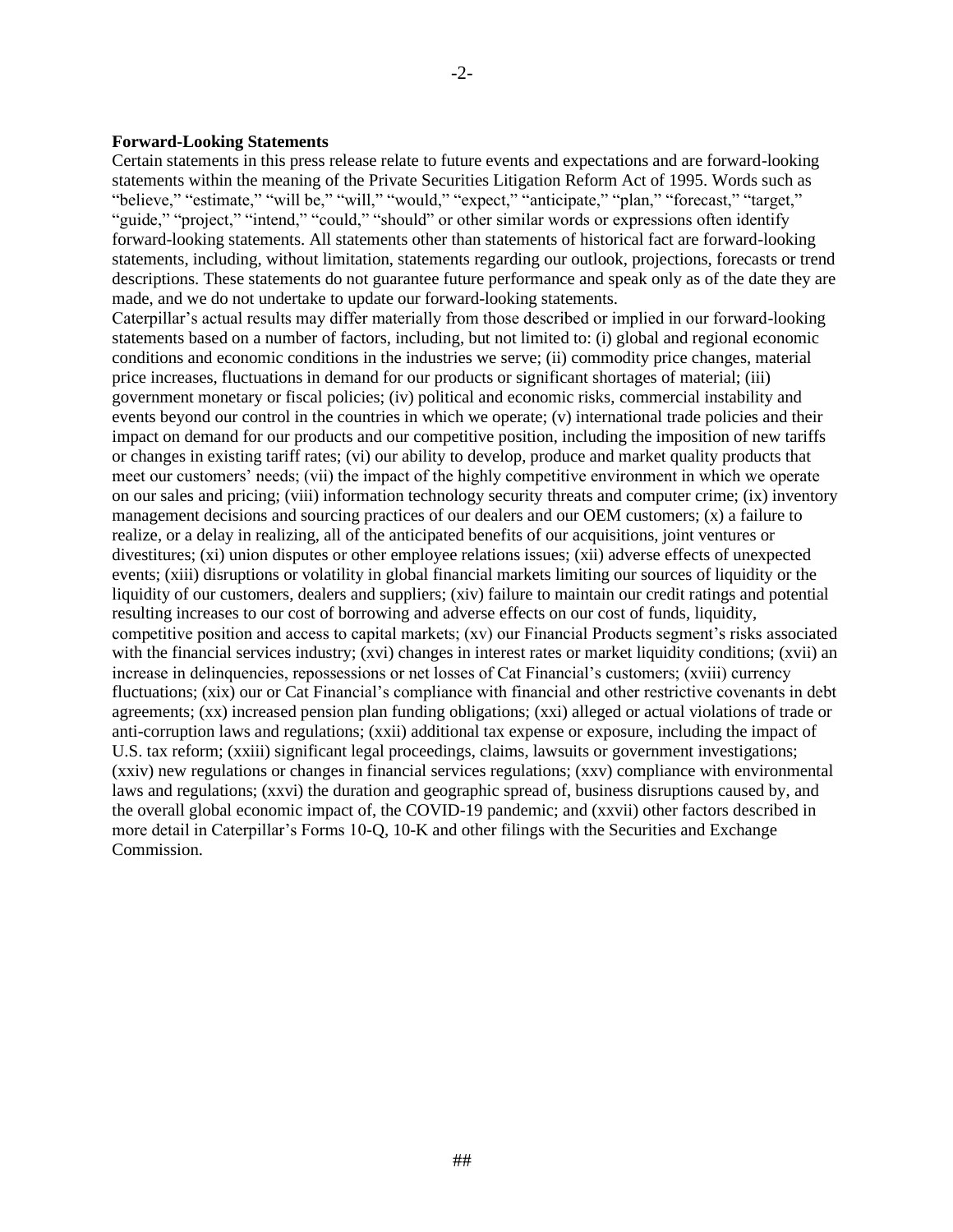**Forward-Looking Statements**

Certain statements in this press release relate to future events and expectations and are forward-looking statements within the meaning of the Private Securities Litigation Reform Act of 1995. Words such as "believe," "estimate," "will be," "will," "would," "expect," "anticipate," "plan," "forecast," "target," "guide," "project," "intend," "could," "should" or other similar words or expressions often identify forward-looking statements. All statements other than statements of historical fact are forward-looking statements, including, without limitation, statements regarding our outlook, projections, forecasts or trend descriptions. These statements do not guarantee future performance and speak only as of the date they are made, and we do not undertake to update our forward-looking statements.

Caterpillar's actual results may differ materially from those described or implied in our forward-looking statements based on a number of factors, including, but not limited to: (i) global and regional economic conditions and economic conditions in the industries we serve; (ii) commodity price changes, material price increases, fluctuations in demand for our products or significant shortages of material; (iii) government monetary or fiscal policies; (iv) political and economic risks, commercial instability and events beyond our control in the countries in which we operate; (v) international trade policies and their impact on demand for our products and our competitive position, including the imposition of new tariffs or changes in existing tariff rates; (vi) our ability to develop, produce and market quality products that meet our customers' needs; (vii) the impact of the highly competitive environment in which we operate on our sales and pricing; (viii) information technology security threats and computer crime; (ix) inventory management decisions and sourcing practices of our dealers and our OEM customers; (x) a failure to realize, or a delay in realizing, all of the anticipated benefits of our acquisitions, joint ventures or divestitures; (xi) union disputes or other employee relations issues; (xii) adverse effects of unexpected events; (xiii) disruptions or volatility in global financial markets limiting our sources of liquidity or the liquidity of our customers, dealers and suppliers; (xiv) failure to maintain our credit ratings and potential resulting increases to our cost of borrowing and adverse effects on our cost of funds, liquidity, competitive position and access to capital markets; (xv) our Financial Products segment's risks associated with the financial services industry; (xvi) changes in interest rates or market liquidity conditions; (xvii) an increase in delinquencies, repossessions or net losses of Cat Financial's customers; (xviii) currency fluctuations; (xix) our or Cat Financial's compliance with financial and other restrictive covenants in debt agreements; (xx) increased pension plan funding obligations; (xxi) alleged or actual violations of trade or anti-corruption laws and regulations; (xxii) additional tax expense or exposure, including the impact of U.S. tax reform; (xxiii) significant legal proceedings, claims, lawsuits or government investigations; (xxiv) new regulations or changes in financial services regulations; (xxv) compliance with environmental laws and regulations; (xxvi) the duration and geographic spread of, business disruptions caused by, and the overall global economic impact of, the COVID-19 pandemic; and (xxvii) other factors described in more detail in Caterpillar's Forms 10-Q, 10-K and other filings with the Securities and Exchange Commission.

##